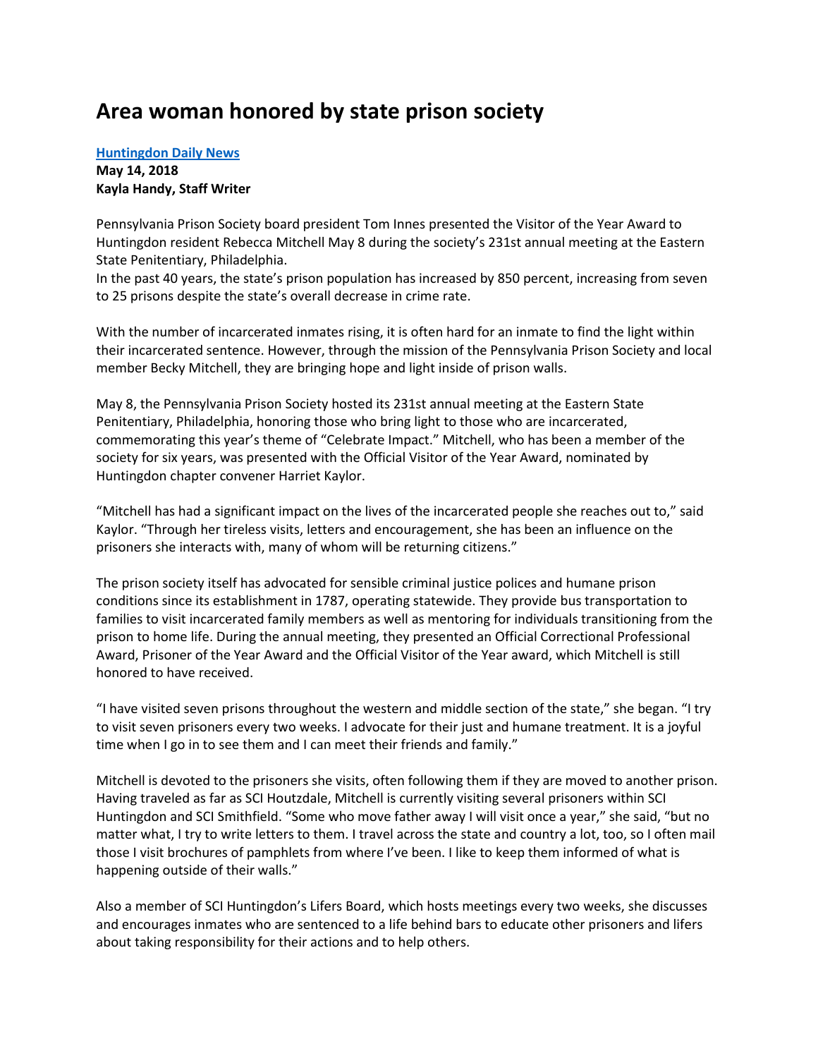# Area woman honored by state prison society

**[Huntingdon Daily News](#)**
**May 14, 2018**
**Kayla Handy, Staff Writer**

Pennsylvania Prison Society board president Tom Innes presented the Visitor of the Year Award to Huntingdon resident Rebecca Mitchell May 8 during the society's 231st annual meeting at the Eastern State Penitentiary, Philadelphia.
In the past 40 years, the state's prison population has increased by 850 percent, increasing from seven to 25 prisons despite the state's overall decrease in crime rate.

With the number of incarcerated inmates rising, it is often hard for an inmate to find the light within their incarcerated sentence. However, through the mission of the Pennsylvania Prison Society and local member Becky Mitchell, they are bringing hope and light inside of prison walls.

May 8, the Pennsylvania Prison Society hosted its 231st annual meeting at the Eastern State Penitentiary, Philadelphia, honoring those who bring light to those who are incarcerated, commemorating this year's theme of "Celebrate Impact." Mitchell, who has been a member of the society for six years, was presented with the Official Visitor of the Year Award, nominated by Huntingdon chapter convener Harriet Kaylor.

"Mitchell has had a significant impact on the lives of the incarcerated people she reaches out to," said Kaylor. "Through her tireless visits, letters and encouragement, she has been an influence on the prisoners she interacts with, many of whom will be returning citizens."

The prison society itself has advocated for sensible criminal justice polices and humane prison conditions since its establishment in 1787, operating statewide. They provide bus transportation to families to visit incarcerated family members as well as mentoring for individuals transitioning from the prison to home life. During the annual meeting, they presented an Official Correctional Professional Award, Prisoner of the Year Award and the Official Visitor of the Year award, which Mitchell is still honored to have received.

"I have visited seven prisons throughout the western and middle section of the state," she began. "I try to visit seven prisoners every two weeks. I advocate for their just and humane treatment. It is a joyful time when I go in to see them and I can meet their friends and family."

Mitchell is devoted to the prisoners she visits, often following them if they are moved to another prison. Having traveled as far as SCI Houtzdale, Mitchell is currently visiting several prisoners within SCI Huntingdon and SCI Smithfield. "Some who move father away I will visit once a year," she said, "but no matter what, I try to write letters to them. I travel across the state and country a lot, too, so I often mail those I visit brochures of pamphlets from where I've been. I like to keep them informed of what is happening outside of their walls."

Also a member of SCI Huntingdon's Lifers Board, which hosts meetings every two weeks, she discusses and encourages inmates who are sentenced to a life behind bars to educate other prisoners and lifers about taking responsibility for their actions and to help others.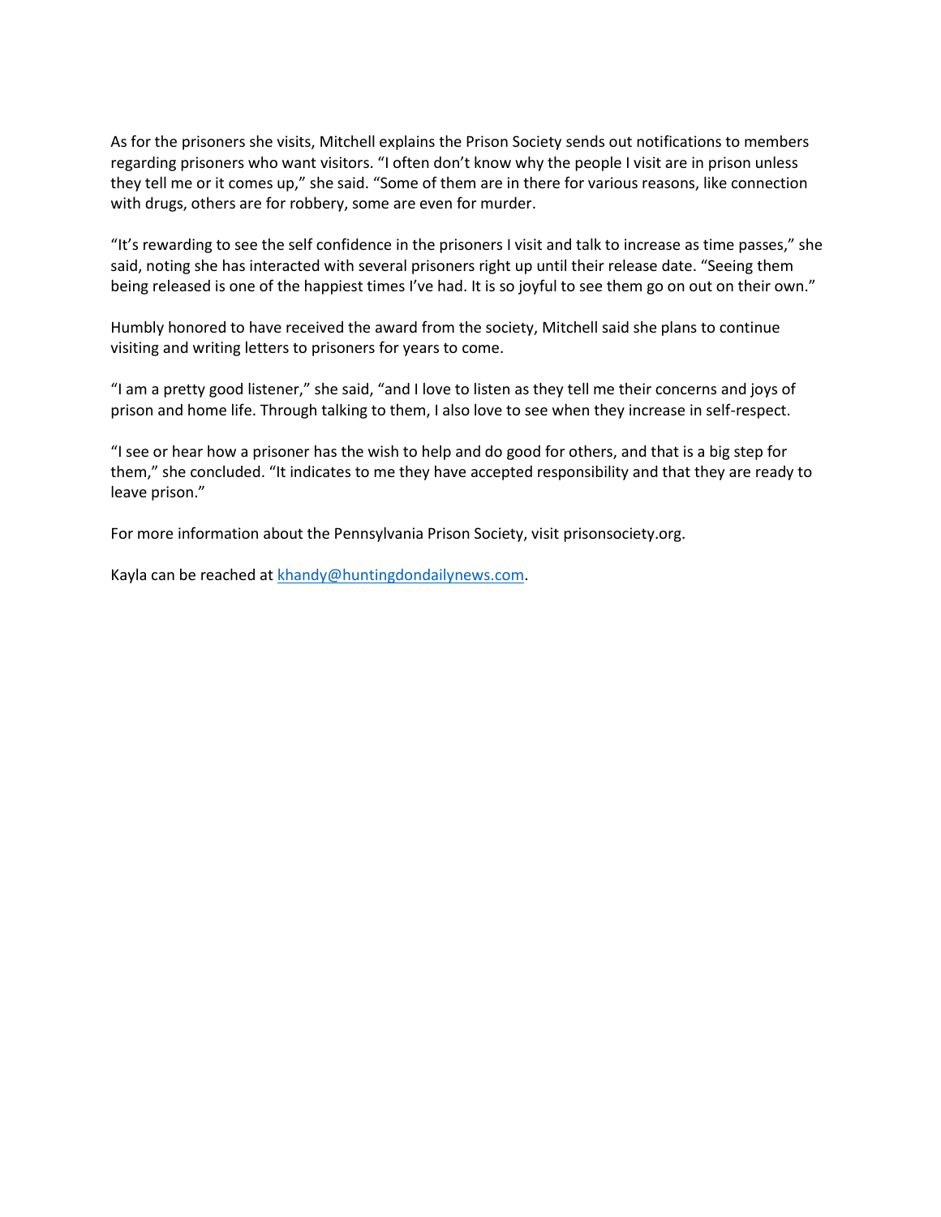As for the prisoners she visits, Mitchell explains the Prison Society sends out notifications to members regarding prisoners who want visitors. "I often don't know why the people I visit are in prison unless they tell me or it comes up," she said. "Some of them are in there for various reasons, like connection with drugs, others are for robbery, some are even for murder.

"It's rewarding to see the self confidence in the prisoners I visit and talk to increase as time passes," she said, noting she has interacted with several prisoners right up until their release date. "Seeing them being released is one of the happiest times I've had. It is so joyful to see them go on out on their own."

Humbly honored to have received the award from the society, Mitchell said she plans to continue visiting and writing letters to prisoners for years to come.

"I am a pretty good listener," she said, "and I love to listen as they tell me their concerns and joys of prison and home life. Through talking to them, I also love to see when they increase in self-respect.

"I see or hear how a prisoner has the wish to help and do good for others, and that is a big step for them," she concluded. "It indicates to me they have accepted responsibility and that they are ready to leave prison."

For more information about the Pennsylvania Prison Society, visit prisonsociety.org.

Kayla can be reached at khandy@huntingdondailynews.com.